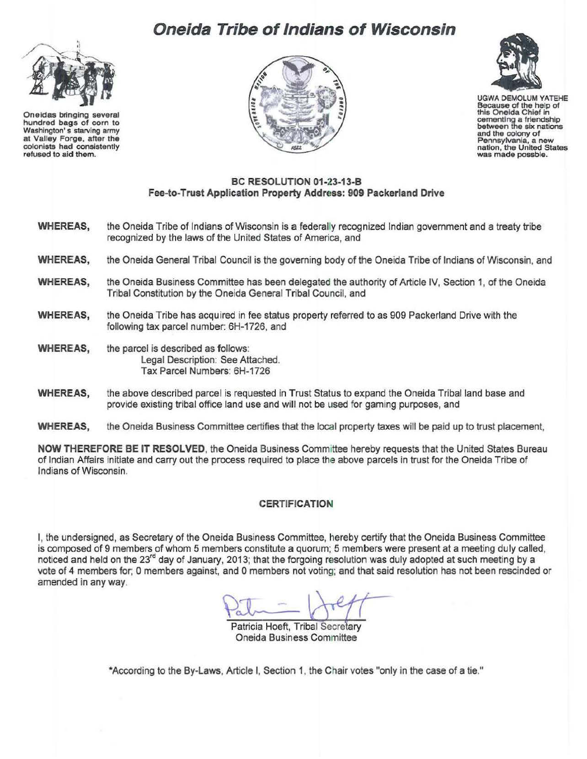# Oneida Tribe of Indians of Wisconsin

Oneidas bringing several hundred bags of corn to Washington's starving army at Valley Forge, after the colonists had consistently refused to aid them.

UGWA DEMOLUM YATEHE
Because of the help of this Oneida Chief in cementing a friendship between the six nations and the colony of Pennsylvania, a new nation, the United States was made possble.

## BC RESOLUTION 01-23-13-B
### Fee-to-Trust Application Property Address: 909 Packerland Drive

**WHEREAS,** the Oneida Tribe of Indians of Wisconsin is a federally recognized Indian government and a treaty tribe recognized by the laws of the United States of America, and

**WHEREAS,** the Oneida General Tribal Council is the governing body of the Oneida Tribe of Indians of Wisconsin, and

**WHEREAS,** the Oneida Business Committee has been delegated the authority of Article IV, Section 1, of the Oneida Tribal Constitution by the Oneida General Tribal Council, and

**WHEREAS,** the Oneida Tribe has acquired in fee status property referred to as 909 Packerland Drive with the following tax parcel number: 6H-1726, and

**WHEREAS,** the parcel is described as follows:
Legal Description: See Attached.
Tax Parcel Numbers: 6H-1726

**WHEREAS,** the above described parcel is requested in Trust Status to expand the Oneida Tribal land base and provide existing tribal office land use and will not be used for gaming purposes, and

**WHEREAS,** the Oneida Business Committee certifies that the local property taxes will be paid up to trust placement,

**NOW THEREFORE BE IT RESOLVED**, the Oneida Business Committee hereby requests that the United States Bureau of Indian Affairs initiate and carry out the process required to place the above parcels in trust for the Oneida Tribe of Indians of Wisconsin.

### CERTIFICATION

I, the undersigned, as Secretary of the Oneida Business Committee, hereby certify that the Oneida Business Committee is composed of 9 members of whom 5 members constitute a quorum; 5 members were present at a meeting duly called, noticed and held on the 23rd day of January, 2013; that the forgoing resolution was duly adopted at such meeting by a vote of 4 members for; 0 members against, and 0 members not voting; and that said resolution has not been rescinded or amended in any way.

Patricia Hoeft, Tribal Secretary
Oneida Business Committee

*According to the By-Laws, Article I, Section 1, the Chair votes "only in the case of a tie."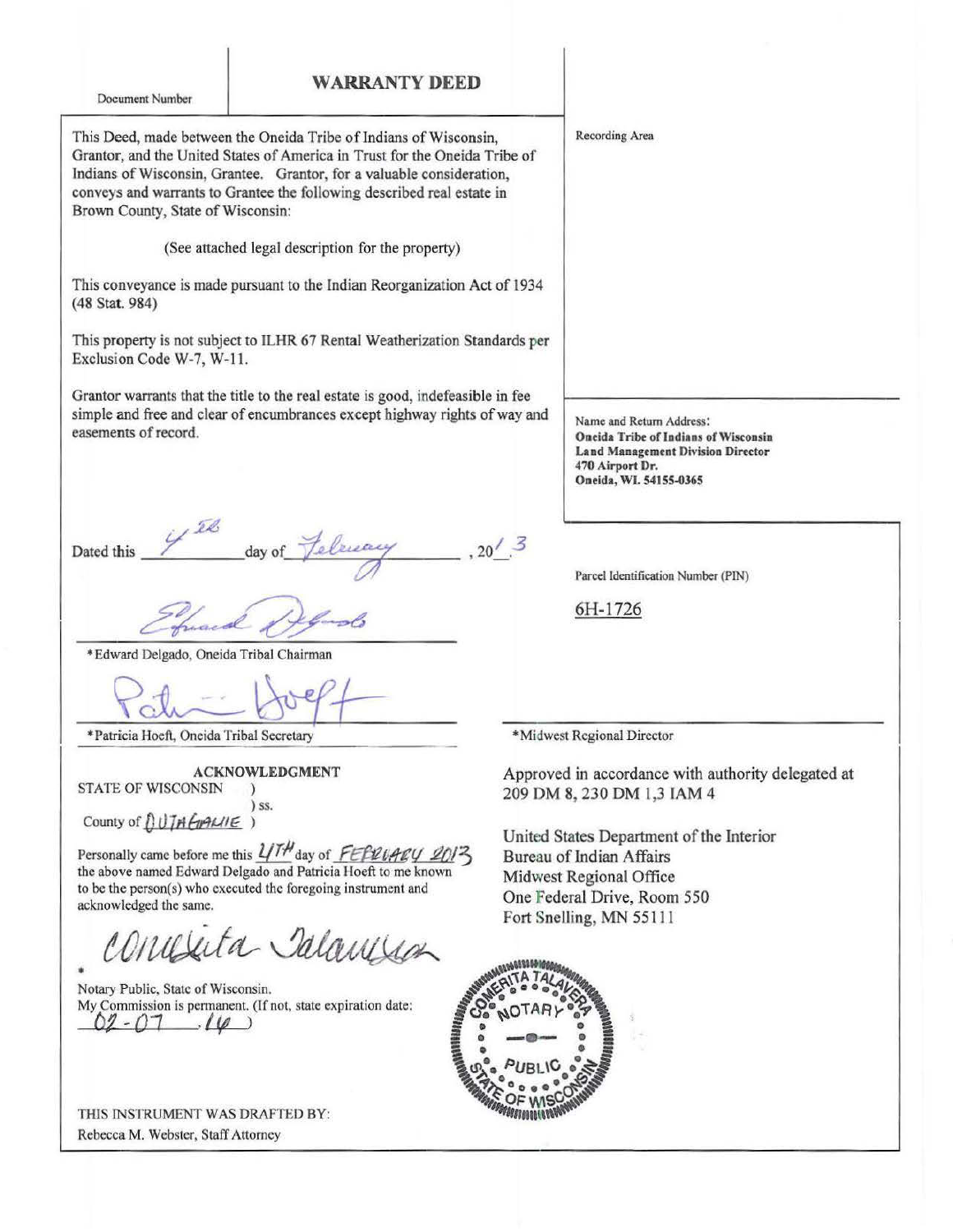Document Number

# WARRANTY DEED

This Deed, made between the Oneida Tribe of Indians of Wisconsin, Grantor, and the United States of America in Trust for the Oneida Tribe of Indians of Wisconsin, Grantee. Grantor, for a valuable consideration, conveys and warrants to Grantee the following described real estate in Brown County, State of Wisconsin:

(See attached legal description for the property)

This conveyance is made pursuant to the Indian Reorganization Act of 1934 (48 Stat. 984)

This property is not subject to ILHR 67 Rental Weatherization Standards per Exclusion Code W-7, W-11.

Grantor warrants that the title to the real estate is good, indefeasible in fee simple and free and clear of encumbrances except highway rights of way and easements of record.

Recording Area

Name and Return Address:
**Oneida Tribe of Indians of Wisconsin**
**Land Management Division Director**
**470 Airport Dr.**
**Oneida, WI. 54155-0365**

Dated this 4th day of February, 2013

Parcel Identification Number (PIN)

6H-1726

*Edward Delgado, Oneida Tribal Chairman

*Patricia Hoeft, Oneida Tribal Secretary

*Midwest Regional Director

## ACKNOWLEDGMENT

STATE OF WISCONSIN )
) ss.
County of OUTAGAMIE )

Personally came before me this 4TH day of FEBRUARY 2013 the above named Edward Delgado and Patricia Hoeft to me known to be the person(s) who executed the foregoing instrument and acknowledged the same.

*Notary Public, State of Wisconsin.
My Commission is permanent. (If not, state expiration date: 02-07-16)

Approved in accordance with authority delegated at 209 DM 8, 230 DM 1,3 IAM 4

United States Department of the Interior
Bureau of Indian Affairs
Midwest Regional Office
One Federal Drive, Room 550
Fort Snelling, MN 55111

COMERITA TALAVERA NOTARY PUBLIC STATE OF WISCONSIN

THIS INSTRUMENT WAS DRAFTED BY:
Rebecca M. Webster, Staff Attorney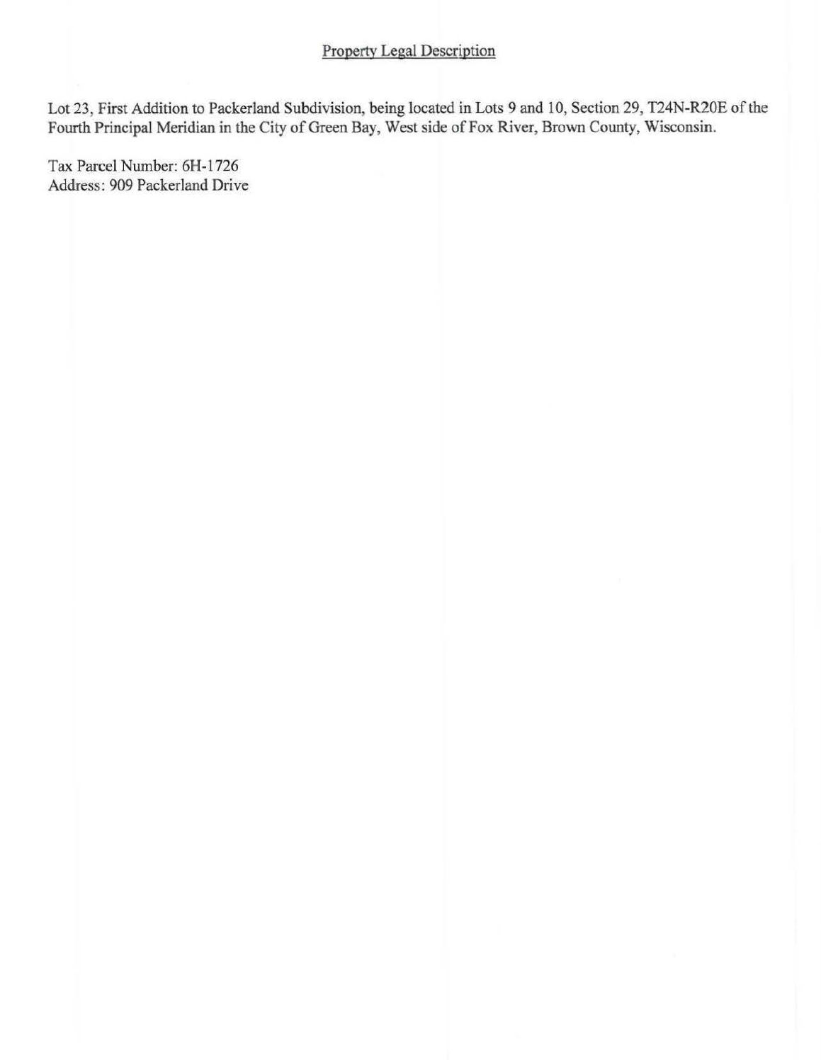## Property Legal Description

Lot 23, First Addition to Packerland Subdivision, being located in Lots 9 and 10, Section 29, T24N-R20E of the Fourth Principal Meridian in the City of Green Bay, West side of Fox River, Brown County, Wisconsin.

Tax Parcel Number: 6H-1726
Address: 909 Packerland Drive